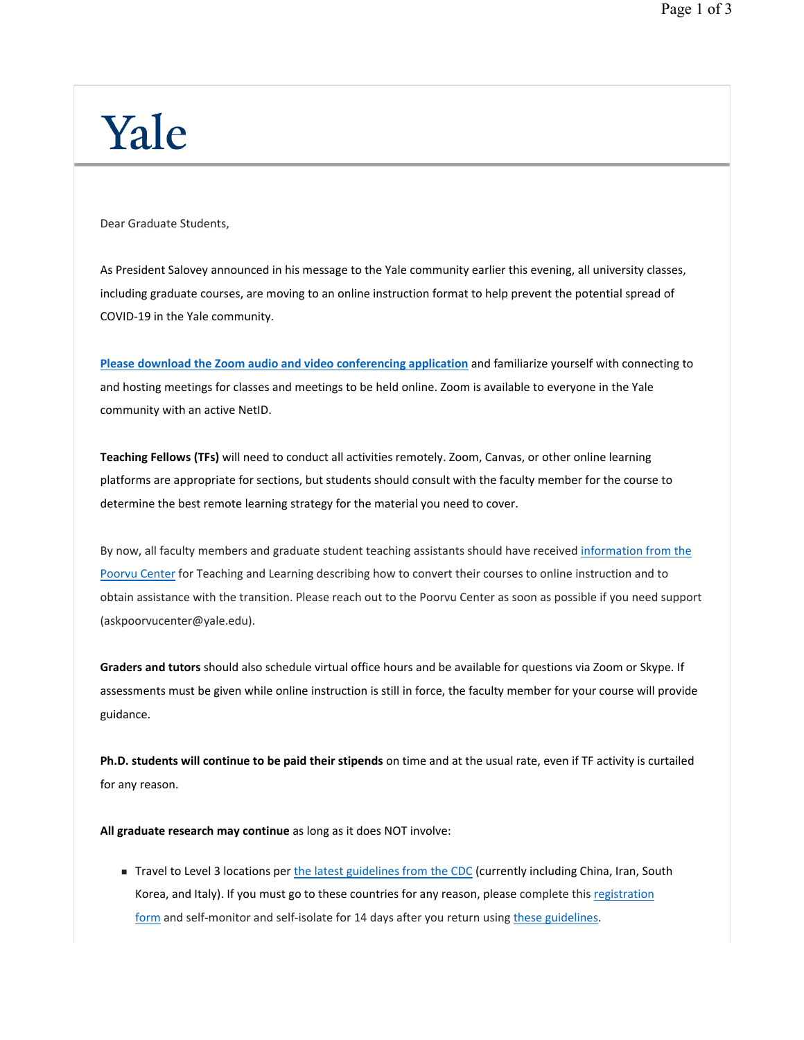# Yale

Dear Graduate Students,

As President Salovey announced in his message to the Yale community earlier this evening, all university classes, including graduate courses, are moving to an online instruction format to help prevent the potential spread of COVID-19 in the Yale community.

**Please download the Zoom audio and video conferencing application** and familiarize yourself with connecting to and hosting meetings for classes and meetings to be held online. Zoom is available to everyone in the Yale community with an active NetID.

**Teaching Fellows (TFs)** will need to conduct all activities remotely. Zoom, Canvas, or other online learning platforms are appropriate for sections, but students should consult with the faculty member for the course to determine the best remote learning strategy for the material you need to cover.

By now, all faculty members and graduate student teaching assistants should have received information from the Poorvu Center for Teaching and Learning describing how to convert their courses to online instruction and to obtain assistance with the transition. Please reach out to the Poorvu Center as soon as possible if you need support (askpoorvucenter@yale.edu).

**Graders and tutors** should also schedule virtual office hours and be available for questions via Zoom or Skype. If assessments must be given while online instruction is still in force, the faculty member for your course will provide guidance.

**Ph.D. students will continue to be paid their stipends** on time and at the usual rate, even if TF activity is curtailed for any reason.

**All graduate research may continue** as long as it does NOT involve:

- Travel to Level 3 locations per the latest guidelines from the CDC (currently including China, Iran, South Korea, and Italy). If you must go to these countries for any reason, please complete this registration form and self-monitor and self-isolate for 14 days after you return using these guidelines.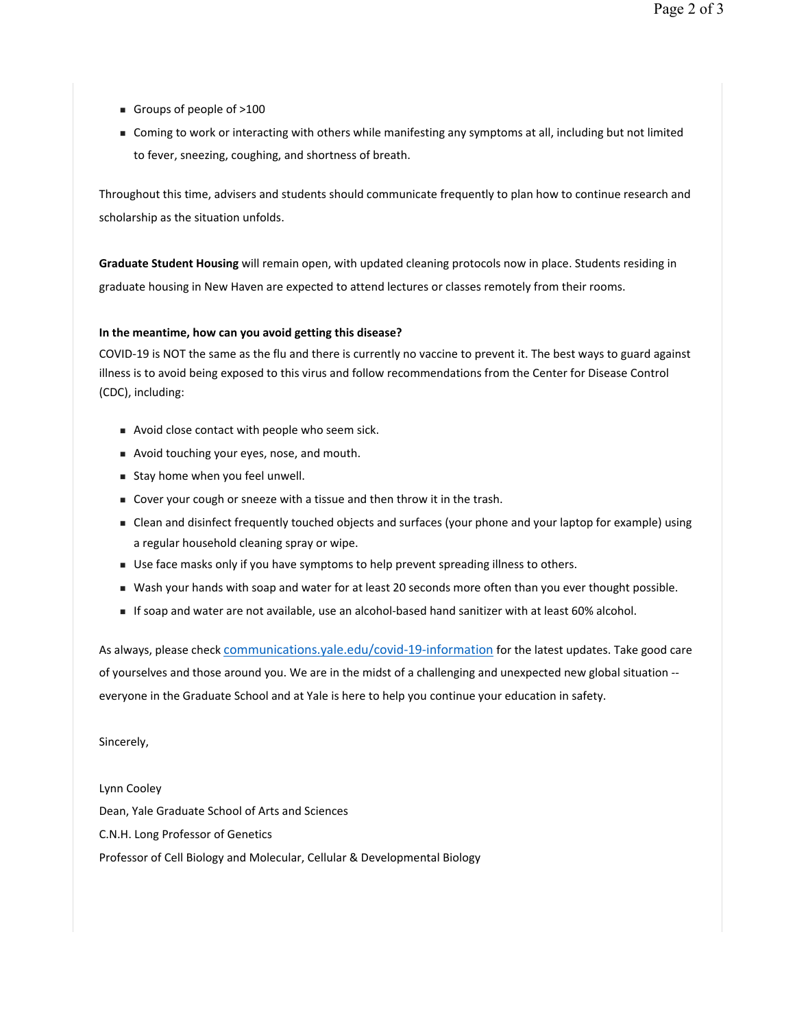- Groups of people of >100
- Coming to work or interacting with others while manifesting any symptoms at all, including but not limited to fever, sneezing, coughing, and shortness of breath.

Throughout this time, advisers and students should communicate frequently to plan how to continue research and scholarship as the situation unfolds.

**Graduate Student Housing** will remain open, with updated cleaning protocols now in place. Students residing in graduate housing in New Haven are expected to attend lectures or classes remotely from their rooms.

**In the meantime, how can you avoid getting this disease?**

COVID-19 is NOT the same as the flu and there is currently no vaccine to prevent it. The best ways to guard against illness is to avoid being exposed to this virus and follow recommendations from the Center for Disease Control (CDC), including:

- Avoid close contact with people who seem sick.
- Avoid touching your eyes, nose, and mouth.
- Stay home when you feel unwell.
- Cover your cough or sneeze with a tissue and then throw it in the trash.
- Clean and disinfect frequently touched objects and surfaces (your phone and your laptop for example) using a regular household cleaning spray or wipe.
- Use face masks only if you have symptoms to help prevent spreading illness to others.
- Wash your hands with soap and water for at least 20 seconds more often than you ever thought possible.
- If soap and water are not available, use an alcohol-based hand sanitizer with at least 60% alcohol.

As always, please check [communications.yale.edu/covid-19-information](communications.yale.edu/covid-19-information) for the latest updates. Take good care of yourselves and those around you. We are in the midst of a challenging and unexpected new global situation -- everyone in the Graduate School and at Yale is here to help you continue your education in safety.

Sincerely,

Lynn Cooley
Dean, Yale Graduate School of Arts and Sciences
C.N.H. Long Professor of Genetics
Professor of Cell Biology and Molecular, Cellular & Developmental Biology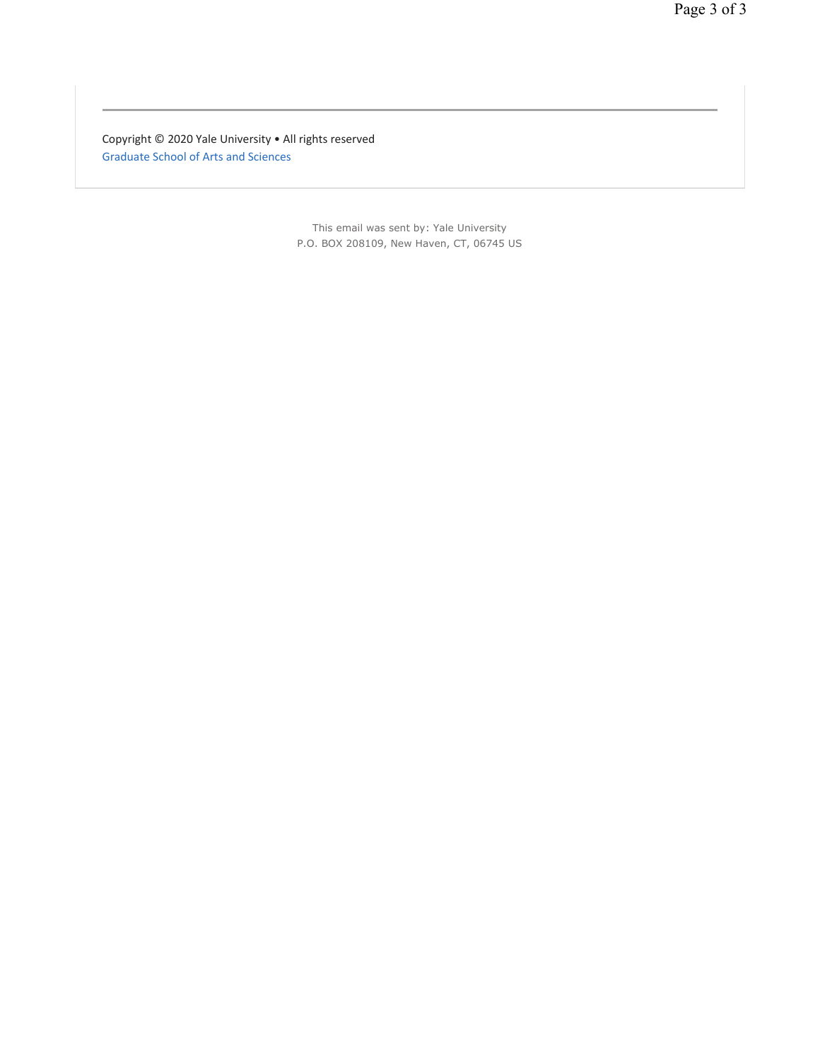---

Copyright © 2020 Yale University • All rights reserved
Graduate School of Arts and Sciences

This email was sent by: Yale University
P.O. BOX 208109, New Haven, CT, 06745 US